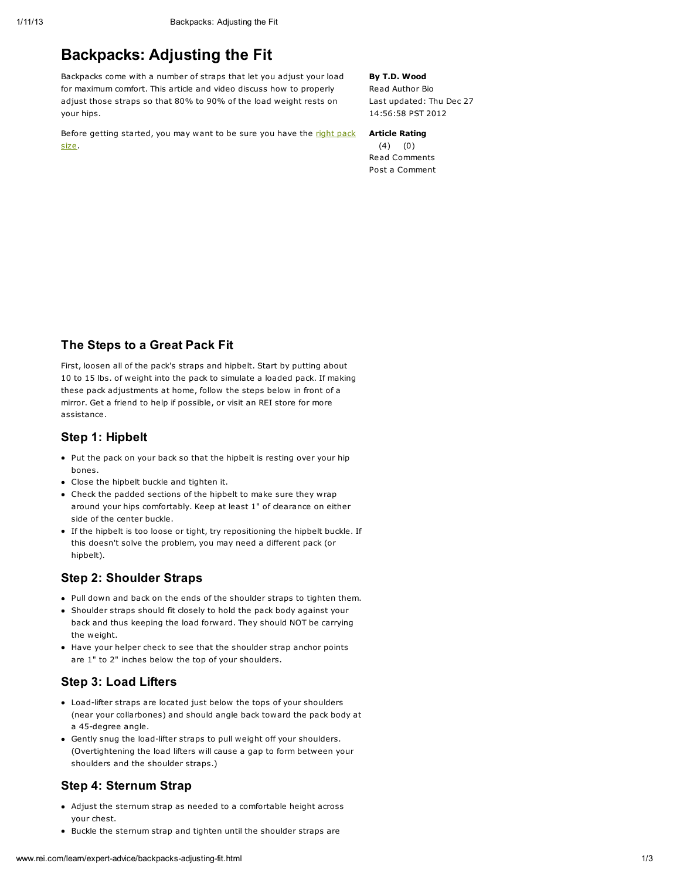# Backpacks: Adjusting the Fit

Backpacks come with a number of straps that let you adjust your load for maximum comfort. This article and video discuss how to properly adjust those straps so that 80% to 90% of the load weight rests on your hips.

Before getting started, you may want to be sure you have the right pack size.

**By T.D. Wood**
Read Author Bio
Last updated: Thu Dec 27 14:56:58 PST 2012

**Article Rating**
(4) (0)
Read Comments
Post a Comment

## The Steps to a Great Pack Fit

First, loosen all of the pack's straps and hipbelt. Start by putting about 10 to 15 lbs. of weight into the pack to simulate a loaded pack. If making these pack adjustments at home, follow the steps below in front of a mirror. Get a friend to help if possible, or visit an REI store for more assistance.

## Step 1: Hipbelt

- Put the pack on your back so that the hipbelt is resting over your hip bones.
- Close the hipbelt buckle and tighten it.
- Check the padded sections of the hipbelt to make sure they wrap around your hips comfortably. Keep at least 1" of clearance on either side of the center buckle.
- If the hipbelt is too loose or tight, try repositioning the hipbelt buckle. If this doesn't solve the problem, you may need a different pack (or hipbelt).

## Step 2: Shoulder Straps

- Pull down and back on the ends of the shoulder straps to tighten them.
- Shoulder straps should fit closely to hold the pack body against your back and thus keeping the load forward. They should NOT be carrying the weight.
- Have your helper check to see that the shoulder strap anchor points are 1" to 2" inches below the top of your shoulders.

## Step 3: Load Lifters

- Load-lifter straps are located just below the tops of your shoulders (near your collarbones) and should angle back toward the pack body at a 45-degree angle.
- Gently snug the load-lifter straps to pull weight off your shoulders. (Overtightening the load lifters will cause a gap to form between your shoulders and the shoulder straps.)

## Step 4: Sternum Strap

- Adjust the sternum strap as needed to a comfortable height across your chest.
- Buckle the sternum strap and tighten until the shoulder straps are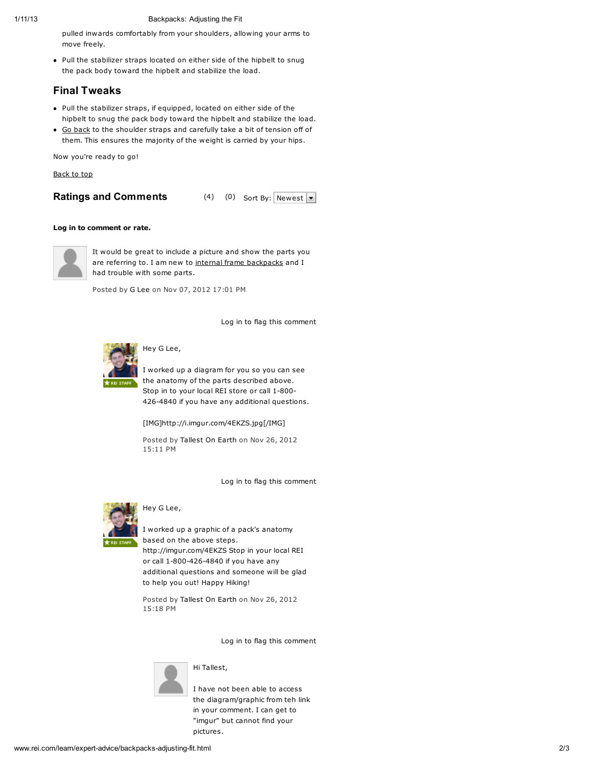pulled inwards comfortably from your shoulders, allowing your arms to move freely.

- Pull the stabilizer straps located on either side of the hipbelt to snug the pack body toward the hipbelt and stabilize the load.

## Final Tweaks

- Pull the stabilizer straps, if equipped, located on either side of the hipbelt to snug the pack body toward the hipbelt and stabilize the load.
- Go back to the shoulder straps and carefully take a bit of tension off of them. This ensures the majority of the weight is carried by your hips.

Now you're ready to go!

Back to top

## Ratings and Comments

(4) (0) Sort By: Newest

**Log in to comment or rate.**

It would be great to include a picture and show the parts you are referring to. I am new to internal frame backpacks and I had trouble with some parts.

Posted by G Lee on Nov 07, 2012 17:01 PM

Log in to flag this comment

REI STAFF

Hey G Lee,

I worked up a diagram for you so you can see the anatomy of the parts described above. Stop in to your local REI store or call 1-800-426-4840 if you have any additional questions.

[IMG]http://i.imgur.com/4EKZS.jpg[/IMG]

Posted by Tallest On Earth on Nov 26, 2012 15:11 PM

Log in to flag this comment

REI STAFF

Hey G Lee,

I worked up a graphic of a pack's anatomy based on the above steps. http://imgur.com/4EKZS Stop in your local REI or call 1-800-426-4840 if you have any additional questions and someone will be glad to help you out! Happy Hiking!

Posted by Tallest On Earth on Nov 26, 2012 15:18 PM

Log in to flag this comment

Hi Tallest,

I have not been able to access the diagram/graphic from teh link in your comment. I can get to "imgur" but cannot find your pictures.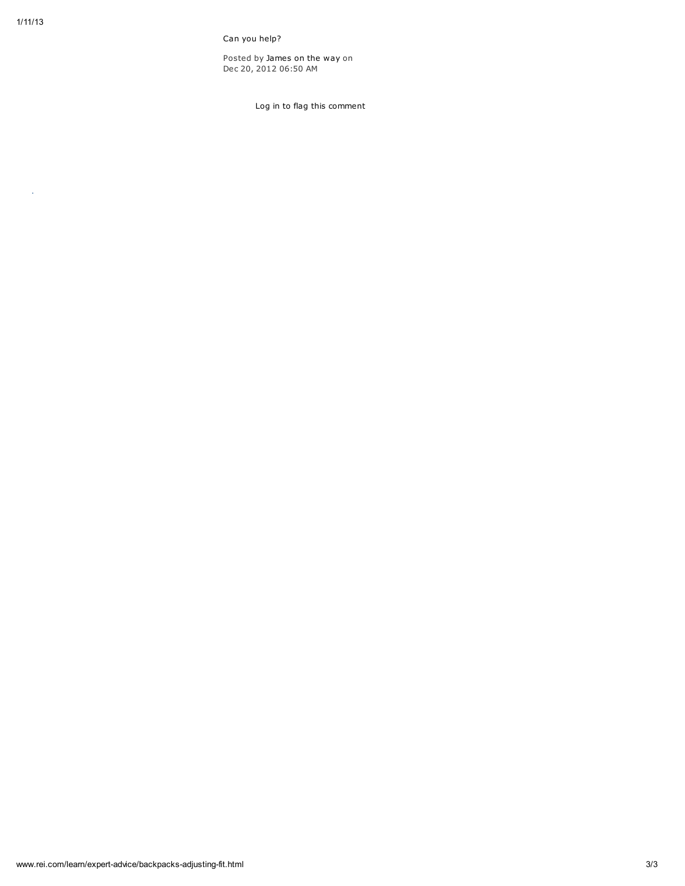Can you help?

Posted by James on the way on
Dec 20, 2012 06:50 AM

Log in to flag this comment